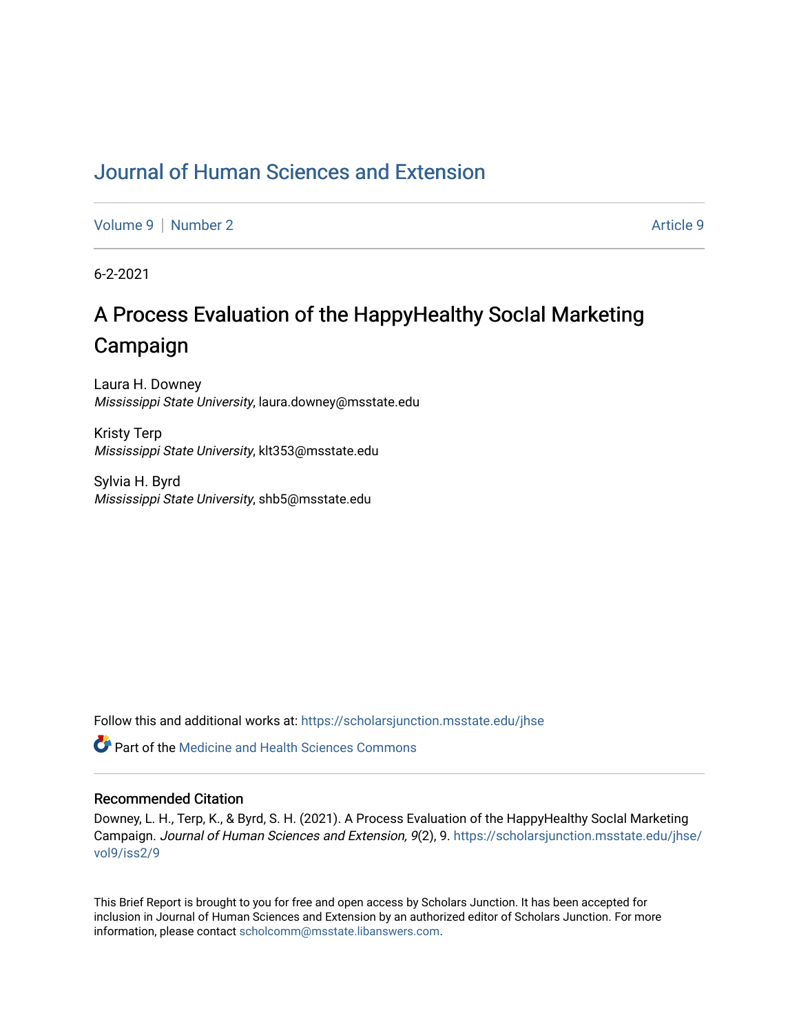# Journal of Human Sciences and Extension

Volume 9 | Number 2 Article 9

6-2-2021

## A Process Evaluation of the HappyHealthy SocIal Marketing Campaign

Laura H. Downey
*Mississippi State University*, laura.downey@msstate.edu

Kristy Terp
*Mississippi State University*, klt353@msstate.edu

Sylvia H. Byrd
*Mississippi State University*, shb5@msstate.edu

Follow this and additional works at: https://scholarsjunction.msstate.edu/jhse

Part of the Medicine and Health Sciences Commons

### Recommended Citation

Downey, L. H., Terp, K., & Byrd, S. H. (2021). A Process Evaluation of the HappyHealthy SocIal Marketing Campaign. *Journal of Human Sciences and Extension, 9*(2), 9. https://scholarsjunction.msstate.edu/jhse/vol9/iss2/9

This Brief Report is brought to you for free and open access by Scholars Junction. It has been accepted for inclusion in Journal of Human Sciences and Extension by an authorized editor of Scholars Junction. For more information, please contact scholcomm@msstate.libanswers.com.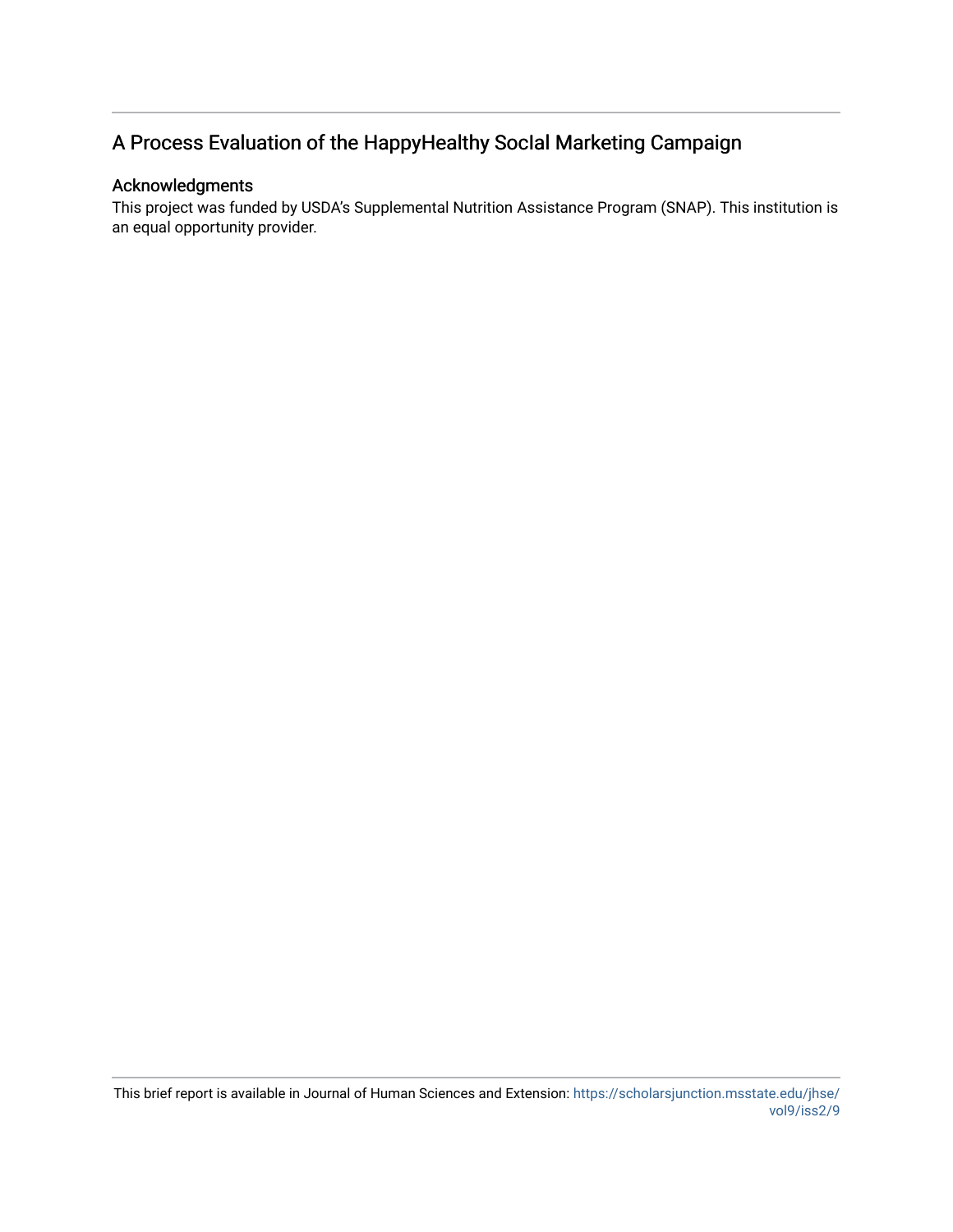## A Process Evaluation of the HappyHealthy SocIal Marketing Campaign

### Acknowledgments

This project was funded by USDA's Supplemental Nutrition Assistance Program (SNAP). This institution is an equal opportunity provider.

This brief report is available in Journal of Human Sciences and Extension: https://scholarsjunction.msstate.edu/jhse/vol9/iss2/9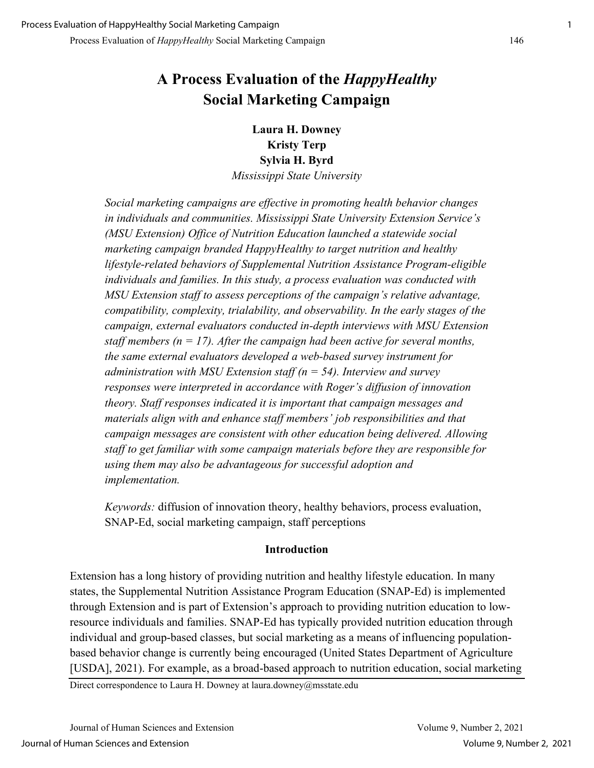# A Process Evaluation of the *HappyHealthy* Social Marketing Campaign

**Laura H. Downey**
**Kristy Terp**
**Sylvia H. Byrd**
*Mississippi State University*

*Social marketing campaigns are effective in promoting health behavior changes in individuals and communities. Mississippi State University Extension Service's (MSU Extension) Office of Nutrition Education launched a statewide social marketing campaign branded HappyHealthy to target nutrition and healthy lifestyle-related behaviors of Supplemental Nutrition Assistance Program-eligible individuals and families. In this study, a process evaluation was conducted with MSU Extension staff to assess perceptions of the campaign's relative advantage, compatibility, complexity, trialability, and observability. In the early stages of the campaign, external evaluators conducted in-depth interviews with MSU Extension staff members (n = 17). After the campaign had been active for several months, the same external evaluators developed a web-based survey instrument for administration with MSU Extension staff (n = 54). Interview and survey responses were interpreted in accordance with Roger's diffusion of innovation theory. Staff responses indicated it is important that campaign messages and materials align with and enhance staff members' job responsibilities and that campaign messages are consistent with other education being delivered. Allowing staff to get familiar with some campaign materials before they are responsible for using them may also be advantageous for successful adoption and implementation.*

*Keywords:* diffusion of innovation theory, healthy behaviors, process evaluation, SNAP-Ed, social marketing campaign, staff perceptions

## Introduction

Extension has a long history of providing nutrition and healthy lifestyle education. In many states, the Supplemental Nutrition Assistance Program Education (SNAP-Ed) is implemented through Extension and is part of Extension's approach to providing nutrition education to low-resource individuals and families. SNAP-Ed has typically provided nutrition education through individual and group-based classes, but social marketing as a means of influencing population-based behavior change is currently being encouraged (United States Department of Agriculture [USDA], 2021). For example, as a broad-based approach to nutrition education, social marketing

Direct correspondence to Laura H. Downey at laura.downey@msstate.edu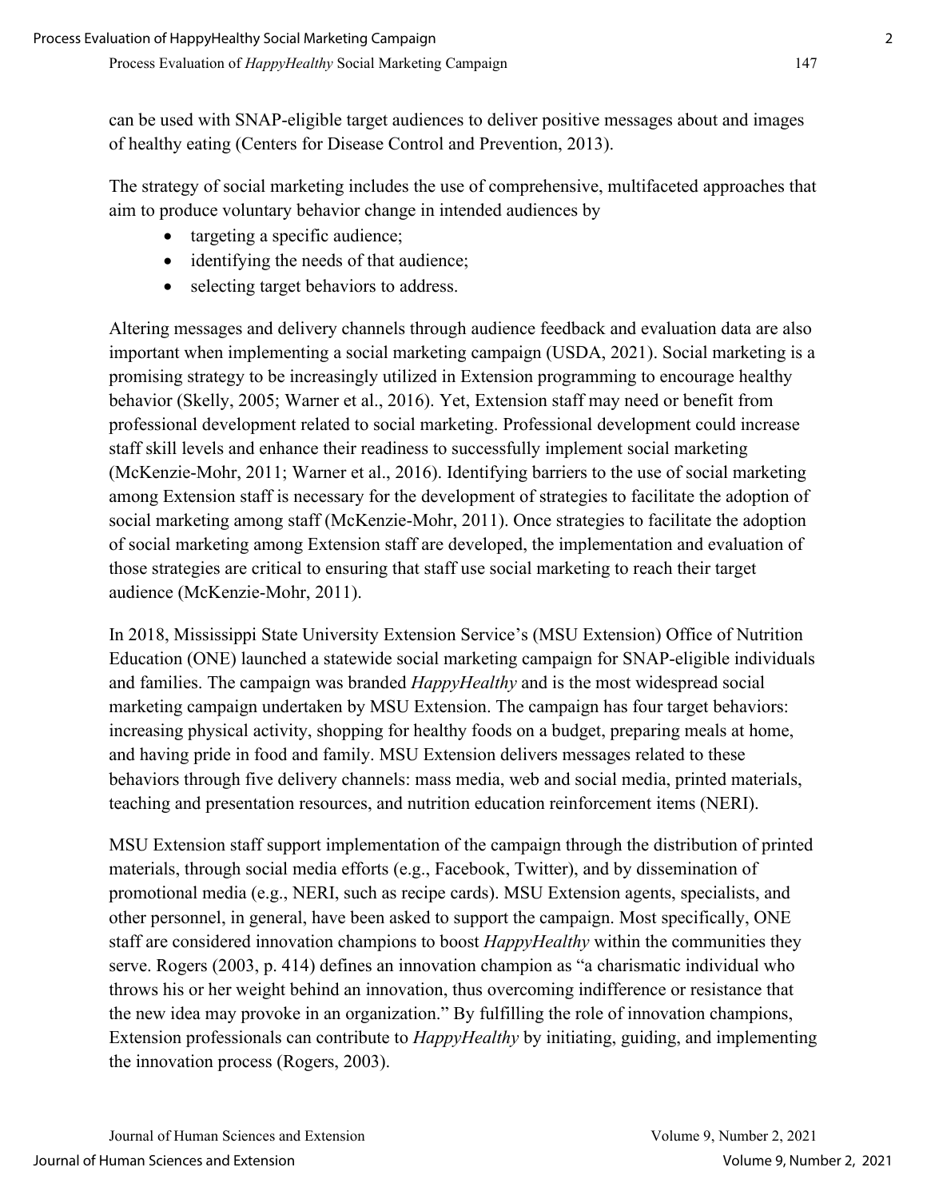can be used with SNAP-eligible target audiences to deliver positive messages about and images of healthy eating (Centers for Disease Control and Prevention, 2013).

The strategy of social marketing includes the use of comprehensive, multifaceted approaches that aim to produce voluntary behavior change in intended audiences by

- targeting a specific audience;
- identifying the needs of that audience;
- selecting target behaviors to address.

Altering messages and delivery channels through audience feedback and evaluation data are also important when implementing a social marketing campaign (USDA, 2021). Social marketing is a promising strategy to be increasingly utilized in Extension programming to encourage healthy behavior (Skelly, 2005; Warner et al., 2016). Yet, Extension staff may need or benefit from professional development related to social marketing. Professional development could increase staff skill levels and enhance their readiness to successfully implement social marketing (McKenzie-Mohr, 2011; Warner et al., 2016). Identifying barriers to the use of social marketing among Extension staff is necessary for the development of strategies to facilitate the adoption of social marketing among staff (McKenzie-Mohr, 2011). Once strategies to facilitate the adoption of social marketing among Extension staff are developed, the implementation and evaluation of those strategies are critical to ensuring that staff use social marketing to reach their target audience (McKenzie-Mohr, 2011).

In 2018, Mississippi State University Extension Service's (MSU Extension) Office of Nutrition Education (ONE) launched a statewide social marketing campaign for SNAP-eligible individuals and families. The campaign was branded *HappyHealthy* and is the most widespread social marketing campaign undertaken by MSU Extension. The campaign has four target behaviors: increasing physical activity, shopping for healthy foods on a budget, preparing meals at home, and having pride in food and family. MSU Extension delivers messages related to these behaviors through five delivery channels: mass media, web and social media, printed materials, teaching and presentation resources, and nutrition education reinforcement items (NERI).

MSU Extension staff support implementation of the campaign through the distribution of printed materials, through social media efforts (e.g., Facebook, Twitter), and by dissemination of promotional media (e.g., NERI, such as recipe cards). MSU Extension agents, specialists, and other personnel, in general, have been asked to support the campaign. Most specifically, ONE staff are considered innovation champions to boost *HappyHealthy* within the communities they serve. Rogers (2003, p. 414) defines an innovation champion as "a charismatic individual who throws his or her weight behind an innovation, thus overcoming indifference or resistance that the new idea may provoke in an organization." By fulfilling the role of innovation champions, Extension professionals can contribute to *HappyHealthy* by initiating, guiding, and implementing the innovation process (Rogers, 2003).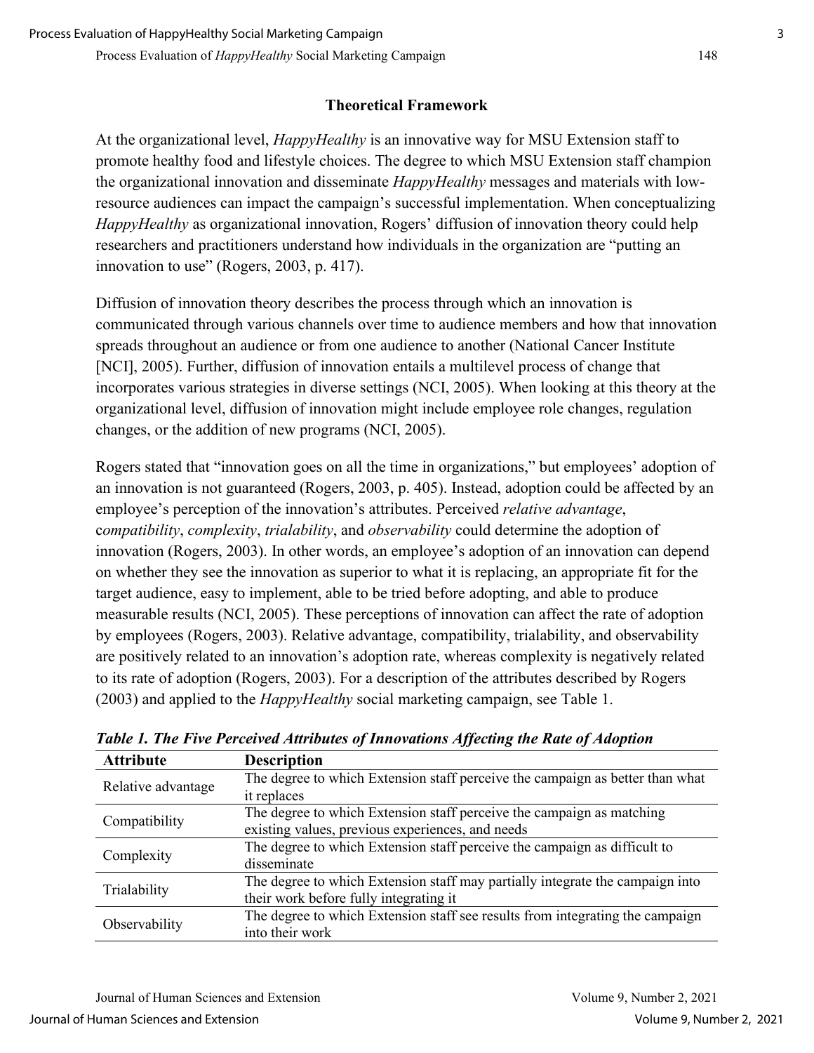## Theoretical Framework

At the organizational level, *HappyHealthy* is an innovative way for MSU Extension staff to promote healthy food and lifestyle choices. The degree to which MSU Extension staff champion the organizational innovation and disseminate *HappyHealthy* messages and materials with low-resource audiences can impact the campaign's successful implementation. When conceptualizing *HappyHealthy* as organizational innovation, Rogers' diffusion of innovation theory could help researchers and practitioners understand how individuals in the organization are "putting an innovation to use" (Rogers, 2003, p. 417).

Diffusion of innovation theory describes the process through which an innovation is communicated through various channels over time to audience members and how that innovation spreads throughout an audience or from one audience to another (National Cancer Institute [NCI], 2005). Further, diffusion of innovation entails a multilevel process of change that incorporates various strategies in diverse settings (NCI, 2005). When looking at this theory at the organizational level, diffusion of innovation might include employee role changes, regulation changes, or the addition of new programs (NCI, 2005).

Rogers stated that "innovation goes on all the time in organizations," but employees' adoption of an innovation is not guaranteed (Rogers, 2003, p. 405). Instead, adoption could be affected by an employee's perception of the innovation's attributes. Perceived *relative advantage*, c*ompatibility*, *complexity*, *trialability*, and *observability* could determine the adoption of innovation (Rogers, 2003). In other words, an employee's adoption of an innovation can depend on whether they see the innovation as superior to what it is replacing, an appropriate fit for the target audience, easy to implement, able to be tried before adopting, and able to produce measurable results (NCI, 2005). These perceptions of innovation can affect the rate of adoption by employees (Rogers, 2003). Relative advantage, compatibility, trialability, and observability are positively related to an innovation's adoption rate, whereas complexity is negatively related to its rate of adoption (Rogers, 2003). For a description of the attributes described by Rogers (2003) and applied to the *HappyHealthy* social marketing campaign, see Table 1.

***Table 1. The Five Perceived Attributes of Innovations Affecting the Rate of Adoption***

| Attribute | Description |
|---|---|
| Relative advantage | The degree to which Extension staff perceive the campaign as better than what it replaces |
| Compatibility | The degree to which Extension staff perceive the campaign as matching existing values, previous experiences, and needs |
| Complexity | The degree to which Extension staff perceive the campaign as difficult to disseminate |
| Trialability | The degree to which Extension staff may partially integrate the campaign into their work before fully integrating it |
| Observability | The degree to which Extension staff see results from integrating the campaign into their work |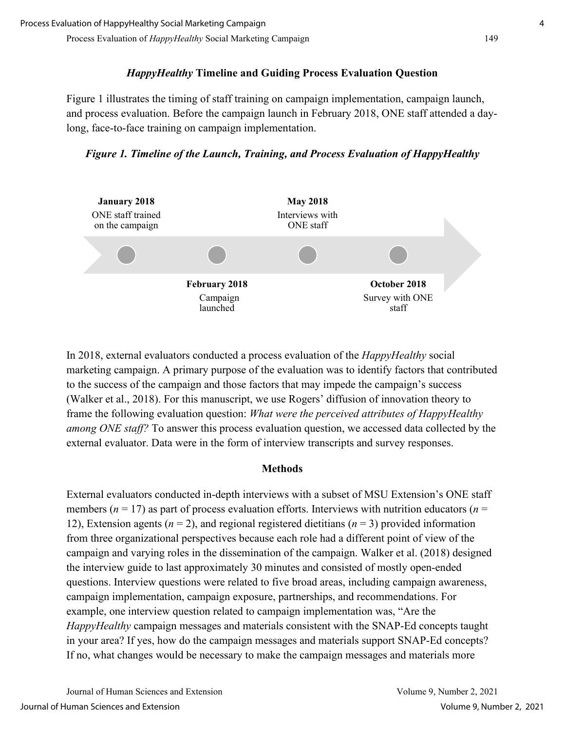### *HappyHealthy* Timeline and Guiding Process Evaluation Question

Figure 1 illustrates the timing of staff training on campaign implementation, campaign launch, and process evaluation. Before the campaign launch in February 2018, ONE staff attended a day-long, face-to-face training on campaign implementation.

***Figure 1. Timeline of the Launch, Training, and Process Evaluation of HappyHealthy***

**January 2018**
ONE staff trained on the campaign

**February 2018**
Campaign launched

**May 2018**
Interviews with ONE staff

**October 2018**
Survey with ONE staff

In 2018, external evaluators conducted a process evaluation of the *HappyHealthy* social marketing campaign. A primary purpose of the evaluation was to identify factors that contributed to the success of the campaign and those factors that may impede the campaign's success (Walker et al., 2018). For this manuscript, we use Rogers' diffusion of innovation theory to frame the following evaluation question: *What were the perceived attributes of HappyHealthy among ONE staff?* To answer this process evaluation question, we accessed data collected by the external evaluator. Data were in the form of interview transcripts and survey responses.

## Methods

External evaluators conducted in-depth interviews with a subset of MSU Extension's ONE staff members ($n$ = 17) as part of process evaluation efforts. Interviews with nutrition educators ($n$ = 12), Extension agents ($n$ = 2), and regional registered dietitians ($n$ = 3) provided information from three organizational perspectives because each role had a different point of view of the campaign and varying roles in the dissemination of the campaign. Walker et al. (2018) designed the interview guide to last approximately 30 minutes and consisted of mostly open-ended questions. Interview questions were related to five broad areas, including campaign awareness, campaign implementation, campaign exposure, partnerships, and recommendations. For example, one interview question related to campaign implementation was, "Are the *HappyHealthy* campaign messages and materials consistent with the SNAP-Ed concepts taught in your area? If yes, how do the campaign messages and materials support SNAP-Ed concepts? If no, what changes would be necessary to make the campaign messages and materials more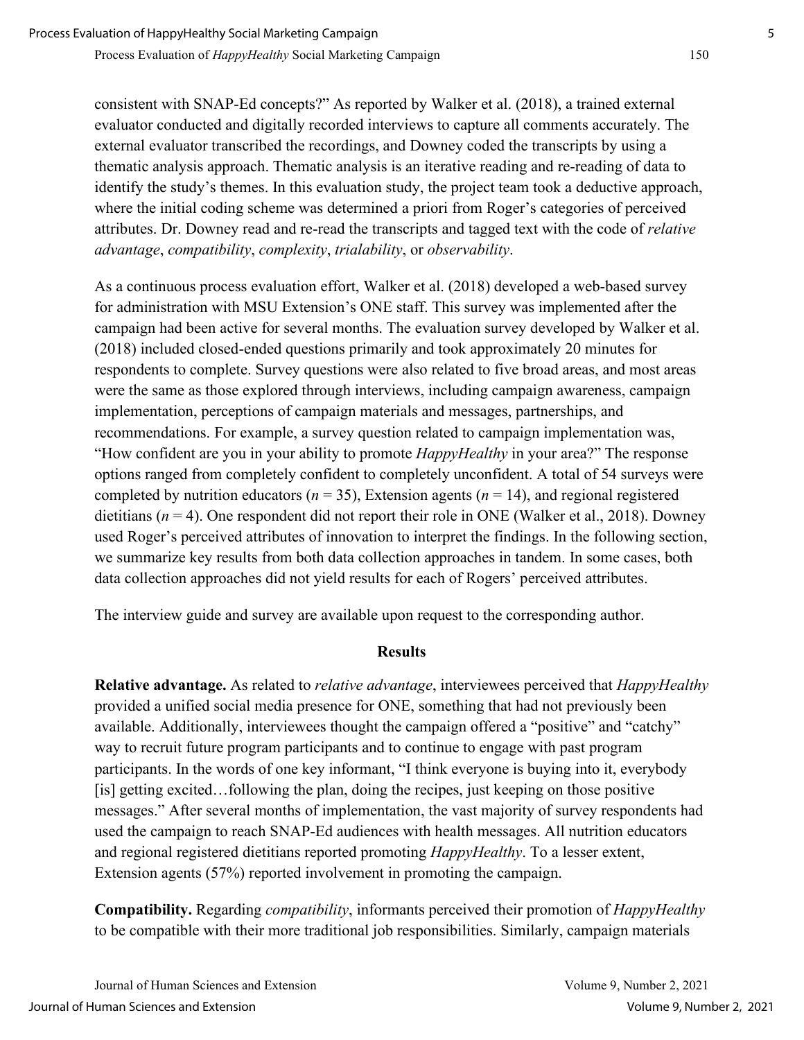consistent with SNAP-Ed concepts?" As reported by Walker et al. (2018), a trained external evaluator conducted and digitally recorded interviews to capture all comments accurately. The external evaluator transcribed the recordings, and Downey coded the transcripts by using a thematic analysis approach. Thematic analysis is an iterative reading and re-reading of data to identify the study's themes. In this evaluation study, the project team took a deductive approach, where the initial coding scheme was determined a priori from Roger's categories of perceived attributes. Dr. Downey read and re-read the transcripts and tagged text with the code of *relative advantage*, *compatibility*, *complexity*, *trialability*, or *observability*.

As a continuous process evaluation effort, Walker et al. (2018) developed a web-based survey for administration with MSU Extension's ONE staff. This survey was implemented after the campaign had been active for several months. The evaluation survey developed by Walker et al. (2018) included closed-ended questions primarily and took approximately 20 minutes for respondents to complete. Survey questions were also related to five broad areas, and most areas were the same as those explored through interviews, including campaign awareness, campaign implementation, perceptions of campaign materials and messages, partnerships, and recommendations. For example, a survey question related to campaign implementation was, "How confident are you in your ability to promote *HappyHealthy* in your area?" The response options ranged from completely confident to completely unconfident. A total of 54 surveys were completed by nutrition educators ($n$ = 35), Extension agents ($n$ = 14), and regional registered dietitians ($n$ = 4). One respondent did not report their role in ONE (Walker et al., 2018). Downey used Roger's perceived attributes of innovation to interpret the findings. In the following section, we summarize key results from both data collection approaches in tandem. In some cases, both data collection approaches did not yield results for each of Rogers' perceived attributes.

The interview guide and survey are available upon request to the corresponding author.

## Results

**Relative advantage.** As related to *relative advantage*, interviewees perceived that *HappyHealthy* provided a unified social media presence for ONE, something that had not previously been available. Additionally, interviewees thought the campaign offered a "positive" and "catchy" way to recruit future program participants and to continue to engage with past program participants. In the words of one key informant, "I think everyone is buying into it, everybody [is] getting excited…following the plan, doing the recipes, just keeping on those positive messages." After several months of implementation, the vast majority of survey respondents had used the campaign to reach SNAP-Ed audiences with health messages. All nutrition educators and regional registered dietitians reported promoting *HappyHealthy*. To a lesser extent, Extension agents (57%) reported involvement in promoting the campaign.

**Compatibility.** Regarding *compatibility*, informants perceived their promotion of *HappyHealthy* to be compatible with their more traditional job responsibilities. Similarly, campaign materials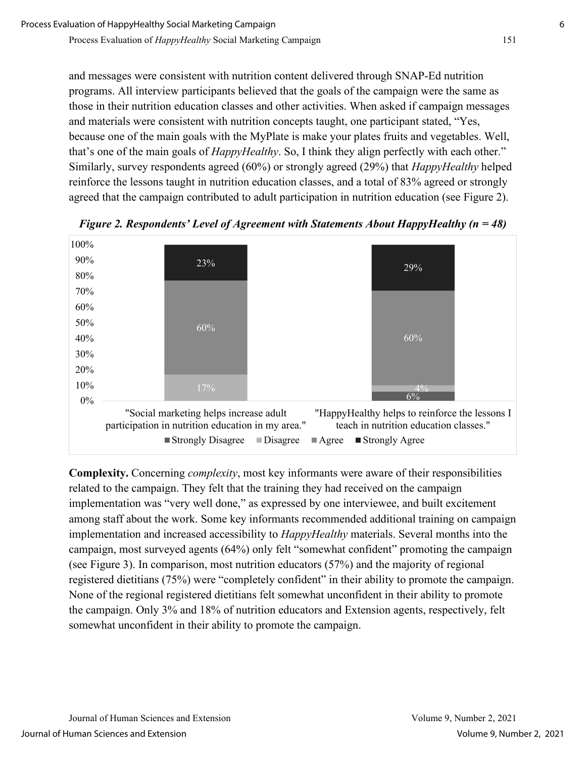and messages were consistent with nutrition content delivered through SNAP-Ed nutrition programs. All interview participants believed that the goals of the campaign were the same as those in their nutrition education classes and other activities. When asked if campaign messages and materials were consistent with nutrition concepts taught, one participant stated, "Yes, because one of the main goals with the MyPlate is make your plates fruits and vegetables. Well, that's one of the main goals of *HappyHealthy*. So, I think they align perfectly with each other." Similarly, survey respondents agreed (60%) or strongly agreed (29%) that *HappyHealthy* helped reinforce the lessons taught in nutrition education classes, and a total of 83% agreed or strongly agreed that the campaign contributed to adult participation in nutrition education (see Figure 2).

***Figure 2. Respondents' Level of Agreement with Statements About HappyHealthy (n = 48)***

| Statement | Strongly Disagree | Disagree | Agree | Strongly Agree |
|---|---|---|---|---|
| "Social marketing helps increase adult participation in nutrition education in my area." | | 17% | 60% | 23% |
| "HappyHealthy helps to reinforce the lessons I teach in nutrition education classes." | 6% | 4% | 60% | 29% |

**Complexity.** Concerning *complexity*, most key informants were aware of their responsibilities related to the campaign. They felt that the training they had received on the campaign implementation was "very well done," as expressed by one interviewee, and built excitement among staff about the work. Some key informants recommended additional training on campaign implementation and increased accessibility to *HappyHealthy* materials. Several months into the campaign, most surveyed agents (64%) only felt "somewhat confident" promoting the campaign (see Figure 3). In comparison, most nutrition educators (57%) and the majority of regional registered dietitians (75%) were "completely confident" in their ability to promote the campaign. None of the regional registered dietitians felt somewhat unconfident in their ability to promote the campaign. Only 3% and 18% of nutrition educators and Extension agents, respectively, felt somewhat unconfident in their ability to promote the campaign.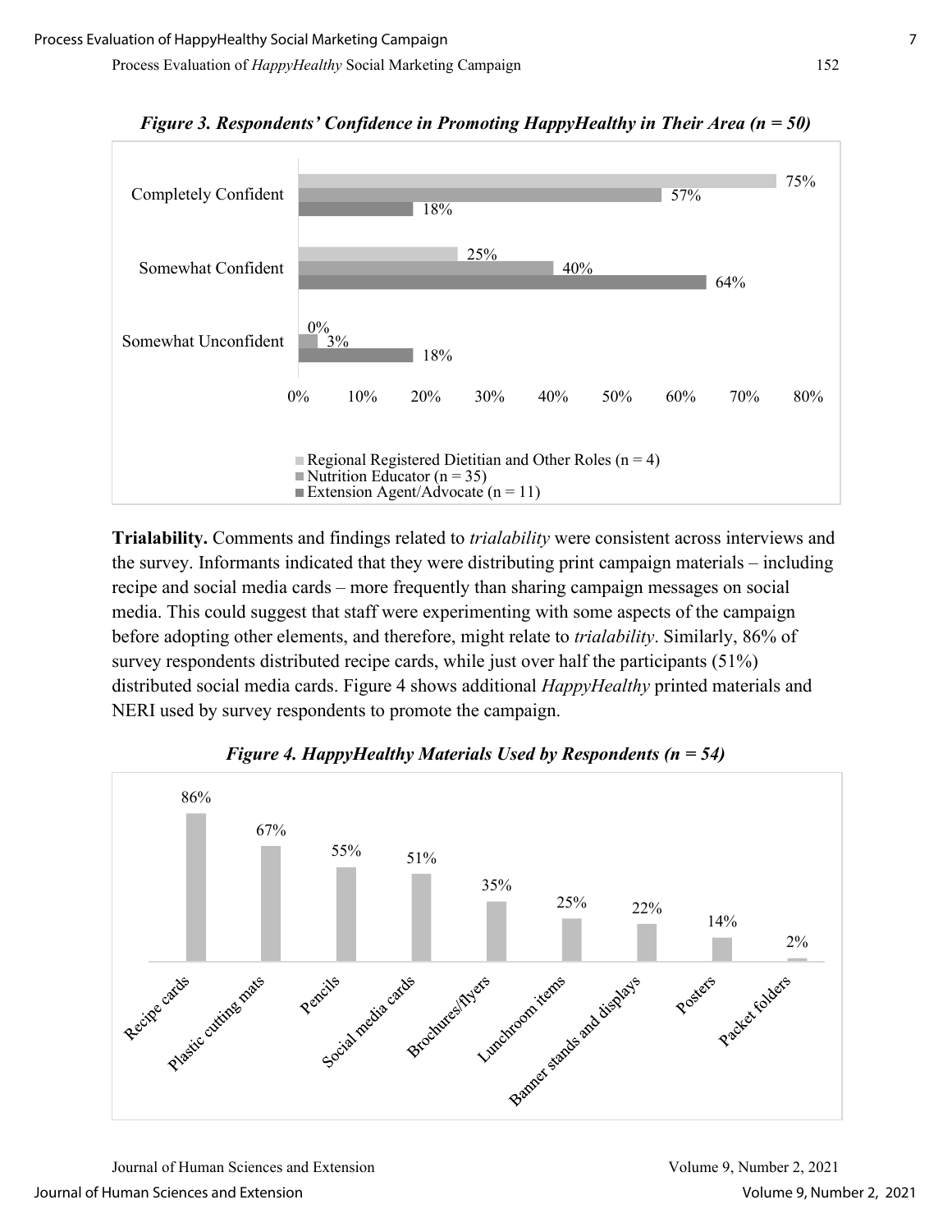*Figure 3. Respondents' Confidence in Promoting HappyHealthy in Their Area (n = 50)*

| | Regional Registered Dietitian and Other Roles (n = 4) | Nutrition Educator (n = 35) | Extension Agent/Advocate (n = 11) |
|---|---|---|---|
| Completely Confident | 75% | 57% | 18% |
| Somewhat Confident | 25% | 40% | 64% |
| Somewhat Unconfident | 0% | 3% | 18% |

**Trialability.** Comments and findings related to *trialability* were consistent across interviews and the survey. Informants indicated that they were distributing print campaign materials – including recipe and social media cards – more frequently than sharing campaign messages on social media. This could suggest that staff were experimenting with some aspects of the campaign before adopting other elements, and therefore, might relate to *trialability*. Similarly, 86% of survey respondents distributed recipe cards, while just over half the participants (51%) distributed social media cards. Figure 4 shows additional *HappyHealthy* printed materials and NERI used by survey respondents to promote the campaign.

*Figure 4. HappyHealthy Materials Used by Respondents (n = 54)*

| Material | Percentage |
|---|---|
| Recipe cards | 86% |
| Plastic cutting mats | 67% |
| Pencils | 55% |
| Social media cards | 51% |
| Brochures/flyers | 35% |
| Lunchroom items | 25% |
| Banner stands and displays | 22% |
| Posters | 14% |
| Packet folders | 2% |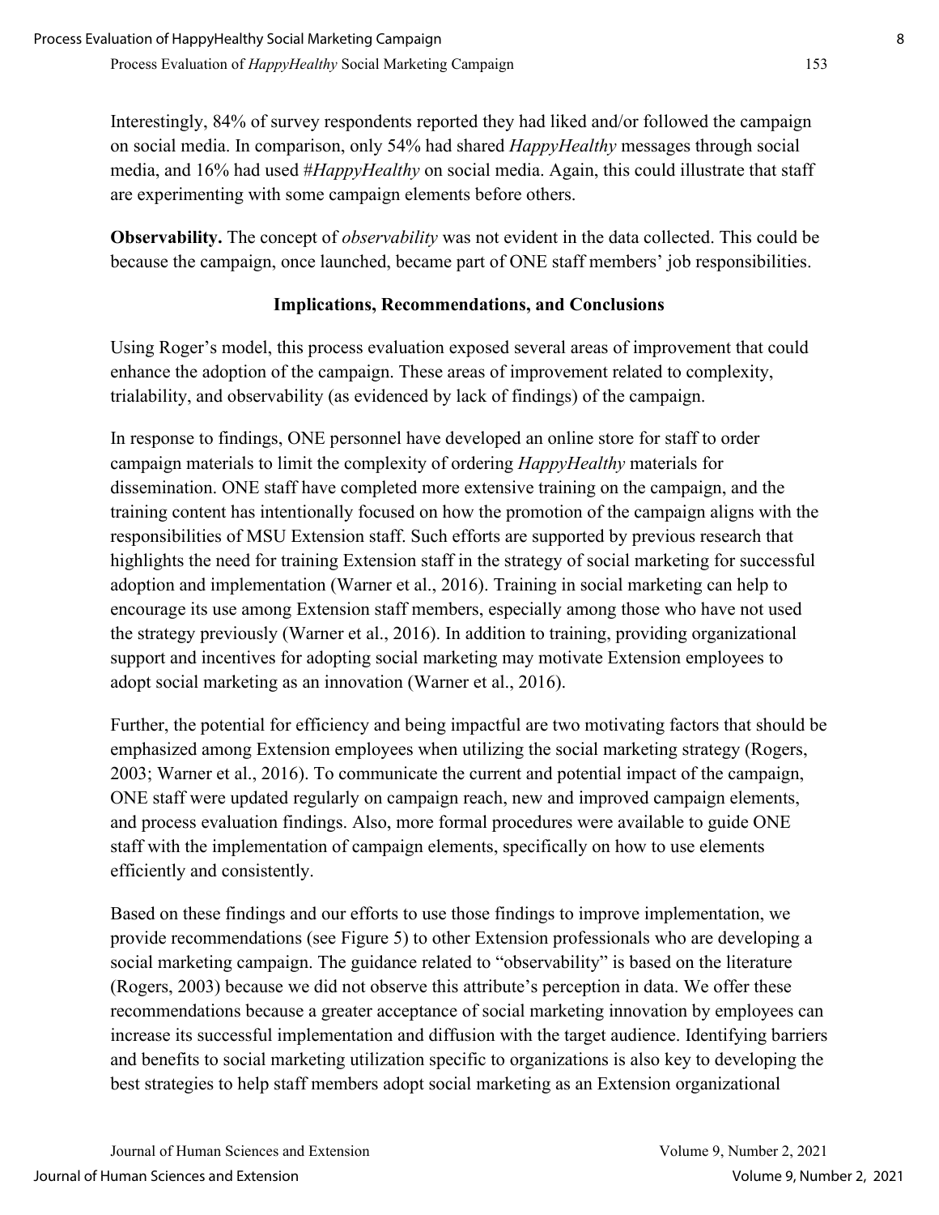Interestingly, 84% of survey respondents reported they had liked and/or followed the campaign on social media. In comparison, only 54% had shared *HappyHealthy* messages through social media, and 16% had used #*HappyHealthy* on social media. Again, this could illustrate that staff are experimenting with some campaign elements before others.

**Observability.** The concept of *observability* was not evident in the data collected. This could be because the campaign, once launched, became part of ONE staff members' job responsibilities.

## Implications, Recommendations, and Conclusions

Using Roger's model, this process evaluation exposed several areas of improvement that could enhance the adoption of the campaign. These areas of improvement related to complexity, trialability, and observability (as evidenced by lack of findings) of the campaign.

In response to findings, ONE personnel have developed an online store for staff to order campaign materials to limit the complexity of ordering *HappyHealthy* materials for dissemination. ONE staff have completed more extensive training on the campaign, and the training content has intentionally focused on how the promotion of the campaign aligns with the responsibilities of MSU Extension staff. Such efforts are supported by previous research that highlights the need for training Extension staff in the strategy of social marketing for successful adoption and implementation (Warner et al., 2016). Training in social marketing can help to encourage its use among Extension staff members, especially among those who have not used the strategy previously (Warner et al., 2016). In addition to training, providing organizational support and incentives for adopting social marketing may motivate Extension employees to adopt social marketing as an innovation (Warner et al., 2016).

Further, the potential for efficiency and being impactful are two motivating factors that should be emphasized among Extension employees when utilizing the social marketing strategy (Rogers, 2003; Warner et al., 2016). To communicate the current and potential impact of the campaign, ONE staff were updated regularly on campaign reach, new and improved campaign elements, and process evaluation findings. Also, more formal procedures were available to guide ONE staff with the implementation of campaign elements, specifically on how to use elements efficiently and consistently.

Based on these findings and our efforts to use those findings to improve implementation, we provide recommendations (see Figure 5) to other Extension professionals who are developing a social marketing campaign. The guidance related to "observability" is based on the literature (Rogers, 2003) because we did not observe this attribute's perception in data. We offer these recommendations because a greater acceptance of social marketing innovation by employees can increase its successful implementation and diffusion with the target audience. Identifying barriers and benefits to social marketing utilization specific to organizations is also key to developing the best strategies to help staff members adopt social marketing as an Extension organizational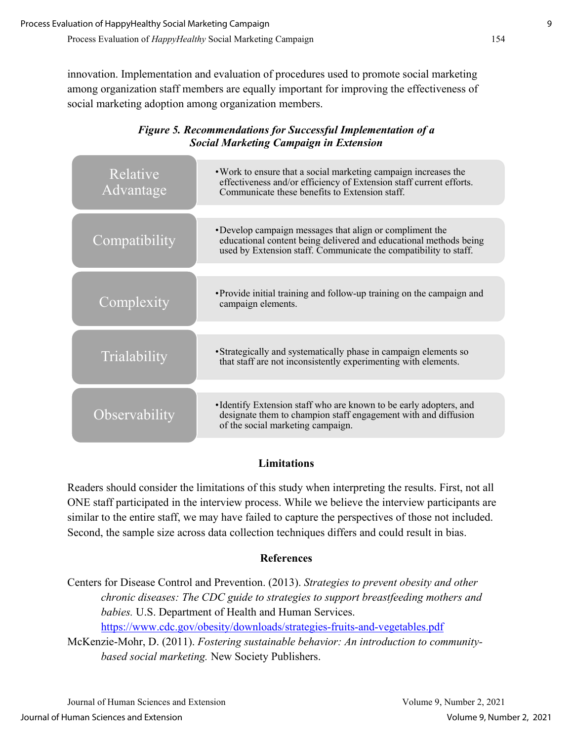innovation. Implementation and evaluation of procedures used to promote social marketing among organization staff members are equally important for improving the effectiveness of social marketing adoption among organization members.

***Figure 5. Recommendations for Successful Implementation of a Social Marketing Campaign in Extension***

| | |
|---|---|
| Relative Advantage | • Work to ensure that a social marketing campaign increases the effectiveness and/or efficiency of Extension staff current efforts. Communicate these benefits to Extension staff. |
| Compatibility | • Develop campaign messages that align or compliment the educational content being delivered and educational methods being used by Extension staff. Communicate the compatibility to staff. |
| Complexity | • Provide initial training and follow-up training on the campaign and campaign elements. |
| Trialability | • Strategically and systematically phase in campaign elements so that staff are not inconsistently experimenting with elements. |
| Observability | • Identify Extension staff who are known to be early adopters, and designate them to champion staff engagement with and diffusion of the social marketing campaign. |

## Limitations

Readers should consider the limitations of this study when interpreting the results. First, not all ONE staff participated in the interview process. While we believe the interview participants are similar to the entire staff, we may have failed to capture the perspectives of those not included. Second, the sample size across data collection techniques differs and could result in bias.

## References

Centers for Disease Control and Prevention. (2013). *Strategies to prevent obesity and other chronic diseases: The CDC guide to strategies to support breastfeeding mothers and babies.* U.S. Department of Health and Human Services. https://www.cdc.gov/obesity/downloads/strategies-fruits-and-vegetables.pdf

McKenzie-Mohr, D. (2011). *Fostering sustainable behavior: An introduction to community-based social marketing.* New Society Publishers.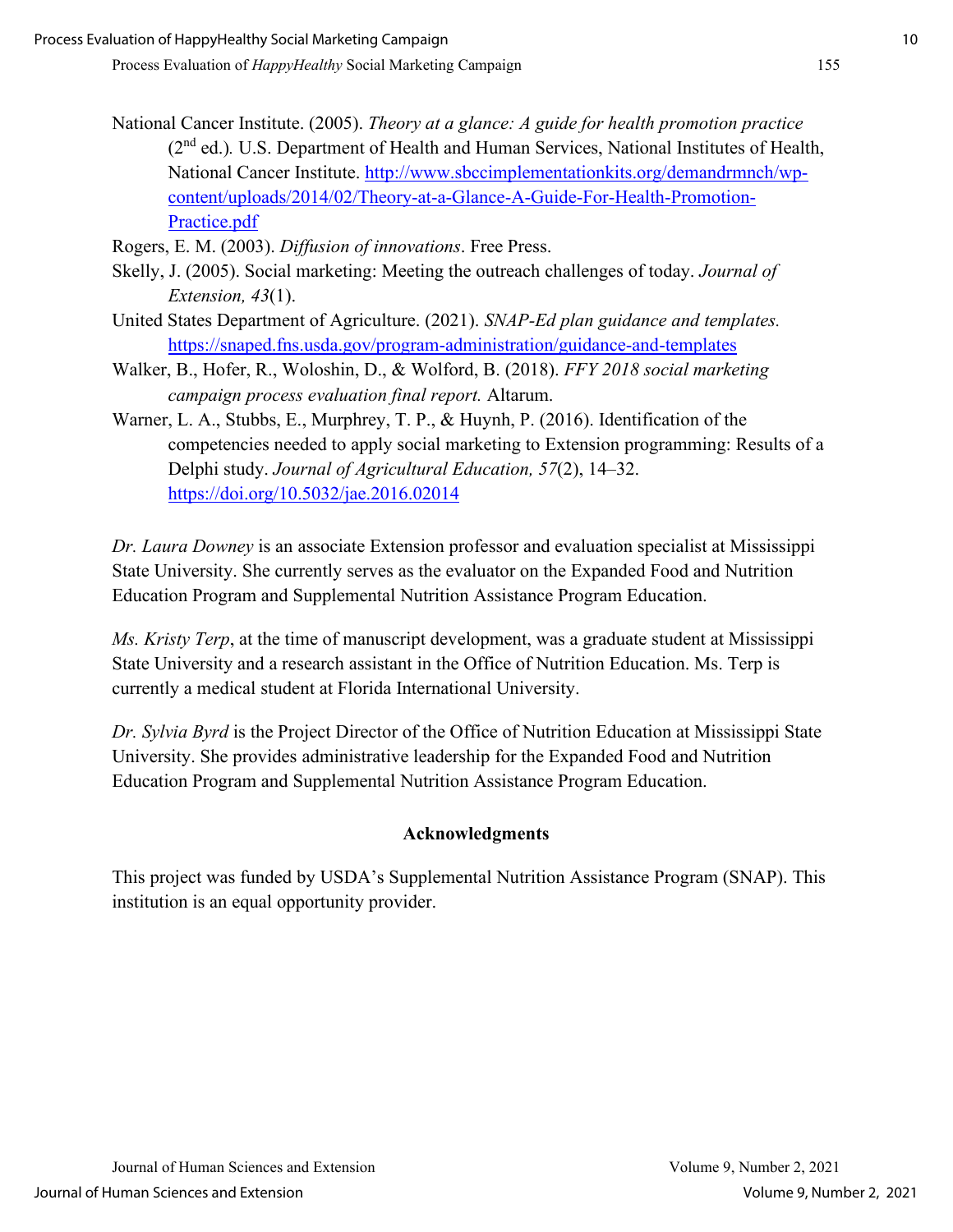National Cancer Institute. (2005). *Theory at a glance: A guide for health promotion practice* (2nd ed.). U.S. Department of Health and Human Services, National Institutes of Health, National Cancer Institute. http://www.sbccimplementationkits.org/demandrmnch/wp-content/uploads/2014/02/Theory-at-a-Glance-A-Guide-For-Health-Promotion-Practice.pdf

Rogers, E. M. (2003). *Diffusion of innovations*. Free Press.

Skelly, J. (2005). Social marketing: Meeting the outreach challenges of today. *Journal of Extension, 43*(1).

United States Department of Agriculture. (2021). *SNAP-Ed plan guidance and templates.* https://snaped.fns.usda.gov/program-administration/guidance-and-templates

Walker, B., Hofer, R., Woloshin, D., & Wolford, B. (2018). *FFY 2018 social marketing campaign process evaluation final report.* Altarum.

Warner, L. A., Stubbs, E., Murphrey, T. P., & Huynh, P. (2016). Identification of the competencies needed to apply social marketing to Extension programming: Results of a Delphi study. *Journal of Agricultural Education, 57*(2), 14–32. https://doi.org/10.5032/jae.2016.02014

*Dr. Laura Downey* is an associate Extension professor and evaluation specialist at Mississippi State University. She currently serves as the evaluator on the Expanded Food and Nutrition Education Program and Supplemental Nutrition Assistance Program Education.

*Ms. Kristy Terp*, at the time of manuscript development, was a graduate student at Mississippi State University and a research assistant in the Office of Nutrition Education. Ms. Terp is currently a medical student at Florida International University.

*Dr. Sylvia Byrd* is the Project Director of the Office of Nutrition Education at Mississippi State University. She provides administrative leadership for the Expanded Food and Nutrition Education Program and Supplemental Nutrition Assistance Program Education.

## Acknowledgments

This project was funded by USDA's Supplemental Nutrition Assistance Program (SNAP). This institution is an equal opportunity provider.